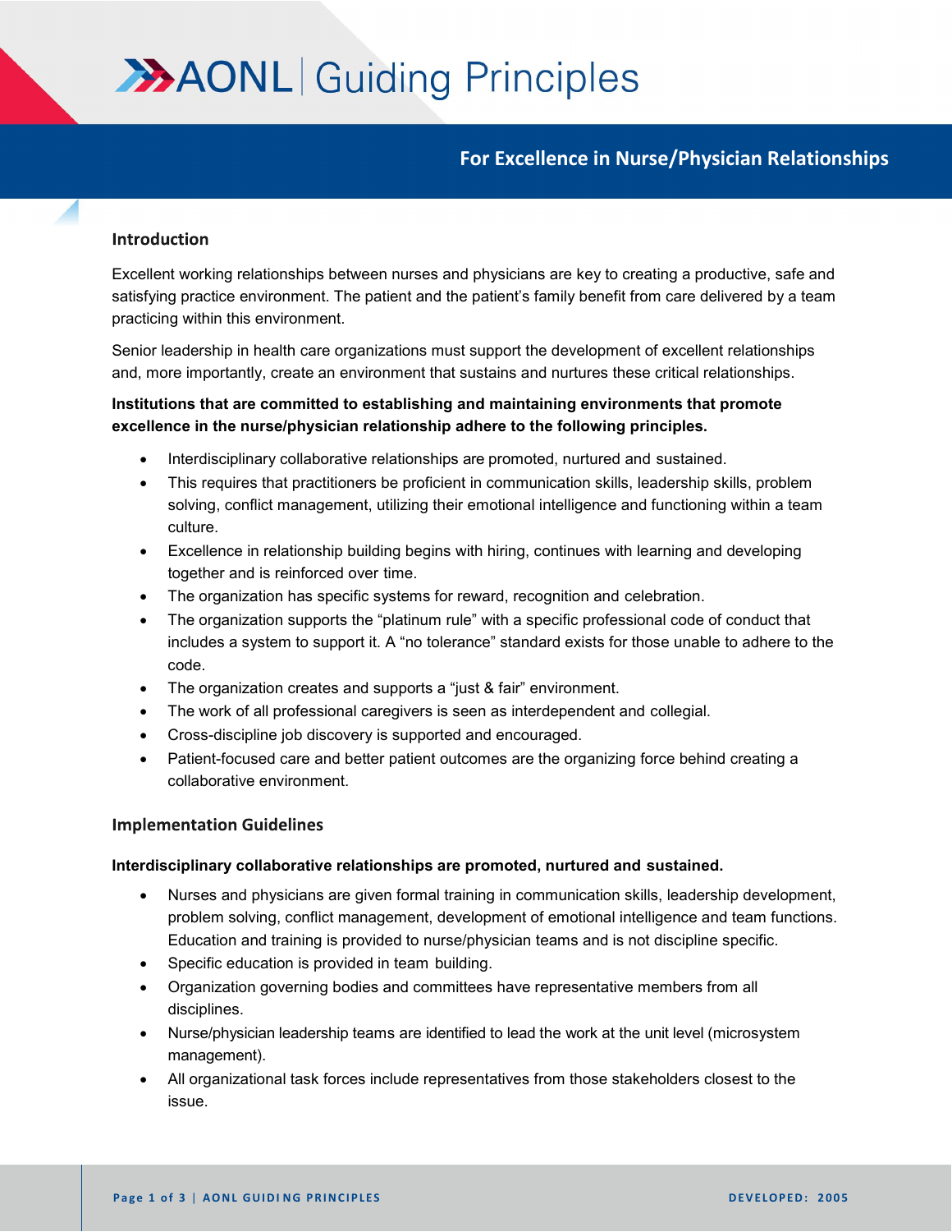# AONL | Guiding Principles

## For Excellence in Nurse/Physician Relationships

### Introduction

Excellent working relationships between nurses and physicians are key to creating a productive, safe and satisfying practice environment. The patient and the patient's family benefit from care delivered by a team practicing within this environment.

Senior leadership in health care organizations must support the development of excellent relationships and, more importantly, create an environment that sustains and nurtures these critical relationships.

**Institutions that are committed to establishing and maintaining environments that promote excellence in the nurse/physician relationship adhere to the following principles.**

- Interdisciplinary collaborative relationships are promoted, nurtured and sustained.
- This requires that practitioners be proficient in communication skills, leadership skills, problem solving, conflict management, utilizing their emotional intelligence and functioning within a team culture.
- Excellence in relationship building begins with hiring, continues with learning and developing together and is reinforced over time.
- The organization has specific systems for reward, recognition and celebration.
- The organization supports the "platinum rule" with a specific professional code of conduct that includes a system to support it. A "no tolerance" standard exists for those unable to adhere to the code.
- The organization creates and supports a "just & fair" environment.
- The work of all professional caregivers is seen as interdependent and collegial.
- Cross-discipline job discovery is supported and encouraged.
- Patient-focused care and better patient outcomes are the organizing force behind creating a collaborative environment.

### Implementation Guidelines

**Interdisciplinary collaborative relationships are promoted, nurtured and sustained.**

- Nurses and physicians are given formal training in communication skills, leadership development, problem solving, conflict management, development of emotional intelligence and team functions. Education and training is provided to nurse/physician teams and is not discipline specific.
- Specific education is provided in team building.
- Organization governing bodies and committees have representative members from all disciplines.
- Nurse/physician leadership teams are identified to lead the work at the unit level (microsystem management).
- All organizational task forces include representatives from those stakeholders closest to the issue.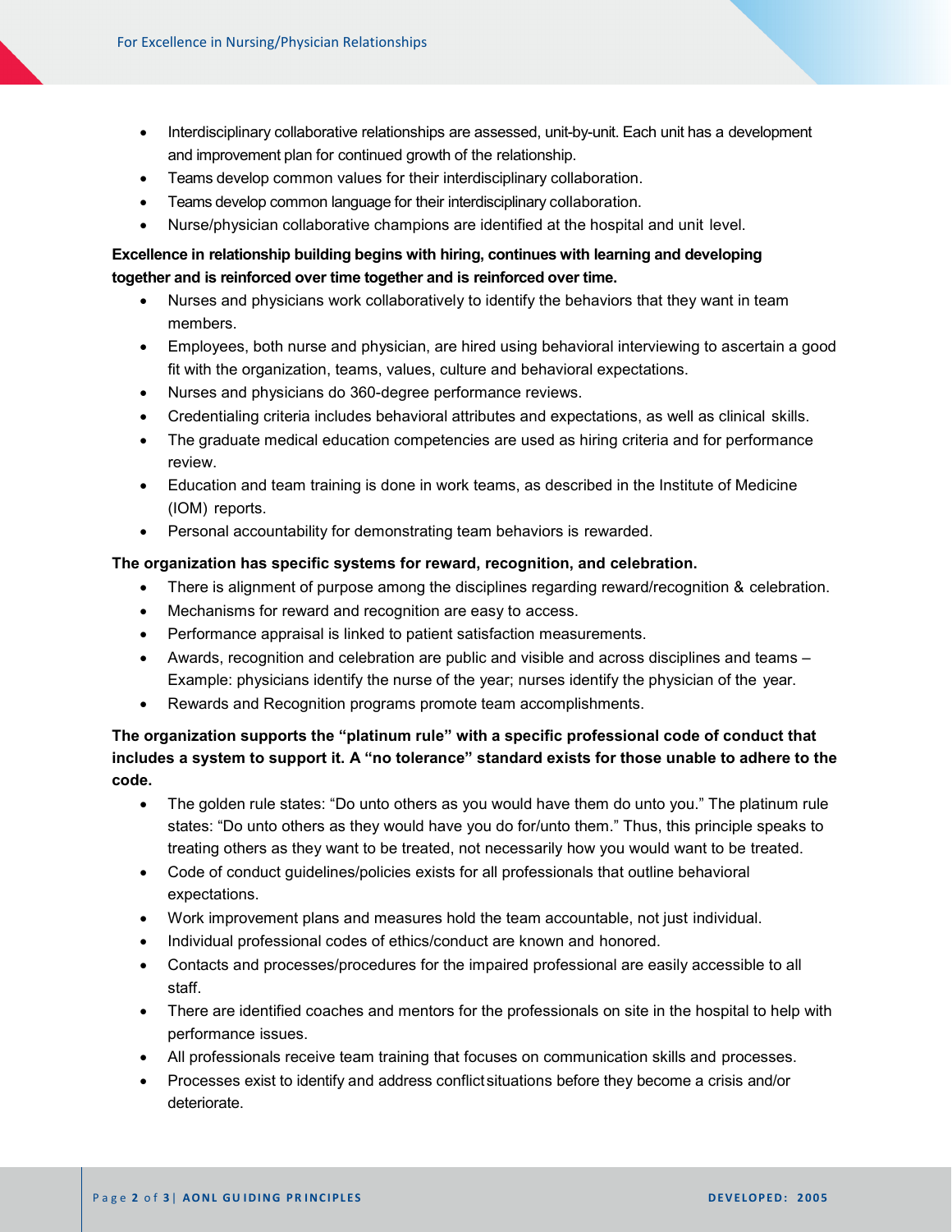- Interdisciplinary collaborative relationships are assessed, unit-by-unit. Each unit has a development and improvement plan for continued growth of the relationship.
- Teams develop common values for their interdisciplinary collaboration.
- Teams develop common language for their interdisciplinary collaboration.
- Nurse/physician collaborative champions are identified at the hospital and unit level.

**Excellence in relationship building begins with hiring, continues with learning and developing together and is reinforced over time together and is reinforced over time.**

- Nurses and physicians work collaboratively to identify the behaviors that they want in team members.
- Employees, both nurse and physician, are hired using behavioral interviewing to ascertain a good fit with the organization, teams, values, culture and behavioral expectations.
- Nurses and physicians do 360-degree performance reviews.
- Credentialing criteria includes behavioral attributes and expectations, as well as clinical skills.
- The graduate medical education competencies are used as hiring criteria and for performance review.
- Education and team training is done in work teams, as described in the Institute of Medicine (IOM) reports.
- Personal accountability for demonstrating team behaviors is rewarded.

**The organization has specific systems for reward, recognition, and celebration.**

- There is alignment of purpose among the disciplines regarding reward/recognition & celebration.
- Mechanisms for reward and recognition are easy to access.
- Performance appraisal is linked to patient satisfaction measurements.
- Awards, recognition and celebration are public and visible and across disciplines and teams – Example: physicians identify the nurse of the year; nurses identify the physician of the year.
- Rewards and Recognition programs promote team accomplishments.

**The organization supports the "platinum rule" with a specific professional code of conduct that includes a system to support it. A "no tolerance" standard exists for those unable to adhere to the code.**

- The golden rule states: "Do unto others as you would have them do unto you." The platinum rule states: "Do unto others as they would have you do for/unto them." Thus, this principle speaks to treating others as they want to be treated, not necessarily how you would want to be treated.
- Code of conduct guidelines/policies exists for all professionals that outline behavioral expectations.
- Work improvement plans and measures hold the team accountable, not just individual.
- Individual professional codes of ethics/conduct are known and honored.
- Contacts and processes/procedures for the impaired professional are easily accessible to all staff.
- There are identified coaches and mentors for the professionals on site in the hospital to help with performance issues.
- All professionals receive team training that focuses on communication skills and processes.
- Processes exist to identify and address conflict situations before they become a crisis and/or deteriorate.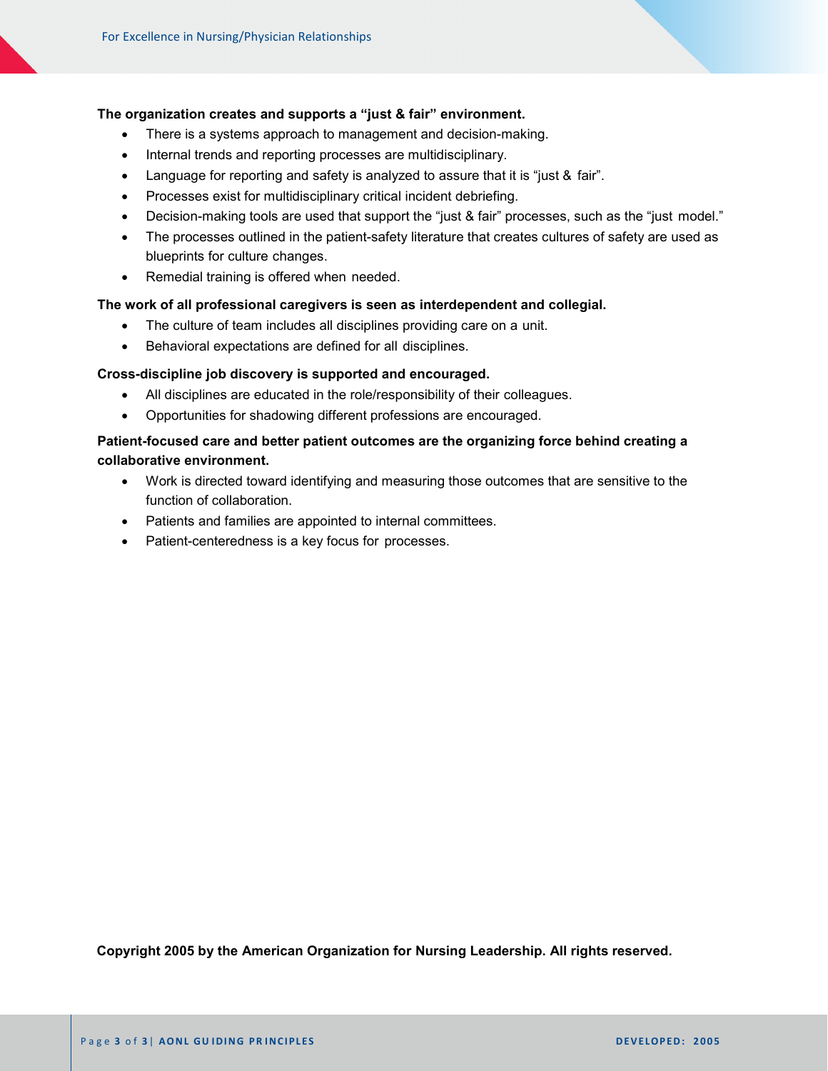**The organization creates and supports a "just & fair" environment.**

- There is a systems approach to management and decision-making.
- Internal trends and reporting processes are multidisciplinary.
- Language for reporting and safety is analyzed to assure that it is "just & fair".
- Processes exist for multidisciplinary critical incident debriefing.
- Decision-making tools are used that support the "just & fair" processes, such as the "just model."
- The processes outlined in the patient-safety literature that creates cultures of safety are used as blueprints for culture changes.
- Remedial training is offered when needed.

**The work of all professional caregivers is seen as interdependent and collegial.**

- The culture of team includes all disciplines providing care on a unit.
- Behavioral expectations are defined for all disciplines.

**Cross-discipline job discovery is supported and encouraged.**

- All disciplines are educated in the role/responsibility of their colleagues.
- Opportunities for shadowing different professions are encouraged.

**Patient-focused care and better patient outcomes are the organizing force behind creating a collaborative environment.**

- Work is directed toward identifying and measuring those outcomes that are sensitive to the function of collaboration.
- Patients and families are appointed to internal committees.
- Patient-centeredness is a key focus for processes.

**Copyright 2005 by the American Organization for Nursing Leadership. All rights reserved.**